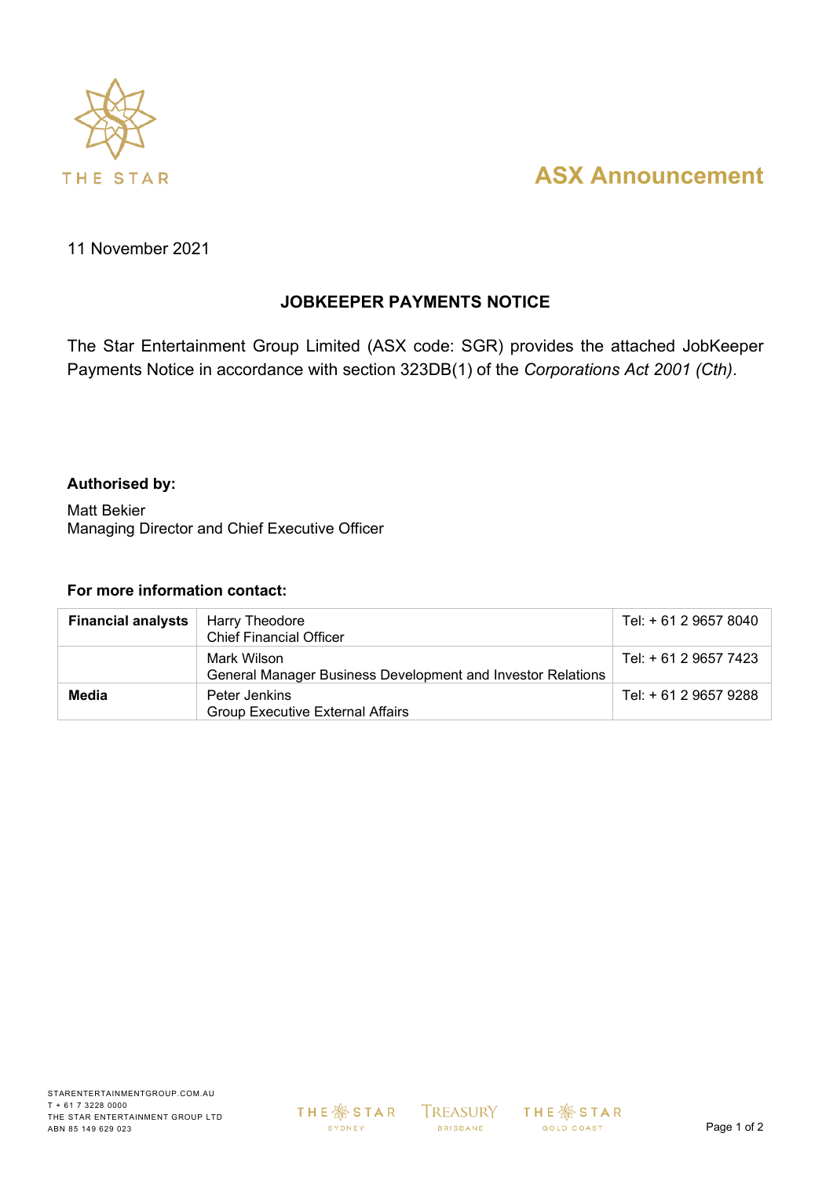# ASX Announcement

11 November 2021

## JOBKEEPER PAYMENTS NOTICE

The Star Entertainment Group Limited (ASX code: SGR) provides the attached JobKeeper Payments Notice in accordance with section 323DB(1) of the *Corporations Act 2001 (Cth)*.

**Authorised by:**

Matt Bekier
Managing Director and Chief Executive Officer

**For more information contact:**

| | | |
|---|---|---|
| **Financial analysts** | Harry Theodore<br>Chief Financial Officer | Tel: + 61 2 9657 8040 |
| | Mark Wilson<br>General Manager Business Development and Investor Relations | Tel: + 61 2 9657 7423 |
| **Media** | Peter Jenkins<br>Group Executive External Affairs | Tel: + 61 2 9657 9288 |

STARENTERTAINMENTGROUP.COM.AU
T + 61 7 3228 0000
THE STAR ENTERTAINMENT GROUP LTD
ABN 85 149 629 023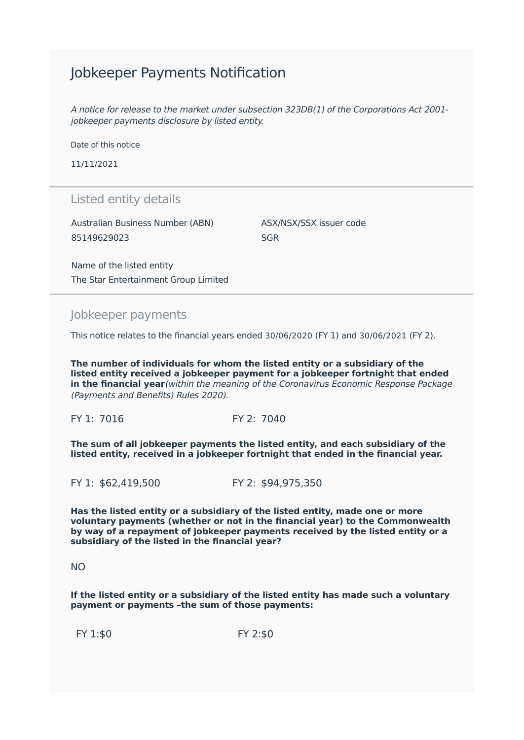# Jobkeeper Payments Notification

*A notice for release to the market under subsection 323DB(1) of the Corporations Act 2001- jobkeeper payments disclosure by listed entity.*

Date of this notice

11/11/2021

## Listed entity details

Australian Business Number (ABN)

85149629023

ASX/NSX/SSX issuer code

SGR

Name of the listed entity

The Star Entertainment Group Limited

## Jobkeeper payments

This notice relates to the financial years ended 30/06/2020 (FY 1) and 30/06/2021 (FY 2).

**The number of individuals for whom the listed entity or a subsidiary of the listed entity received a jobkeeper payment for a jobkeeper fortnight that ended in the financial year***(within the meaning of the Coronavirus Economic Response Package (Payments and Benefits) Rules 2020).*

FY 1: 7016

FY 2: 7040

**The sum of all jobkeeper payments the listed entity, and each subsidiary of the listed entity, received in a jobkeeper fortnight that ended in the financial year.**

FY 1: $62,419,500

FY 2: $94,975,350

**Has the listed entity or a subsidiary of the listed entity, made one or more voluntary payments (whether or not in the financial year) to the Commonwealth by way of a repayment of jobkeeper payments received by the listed entity or a subsidiary of the listed in the financial year?**

NO

**If the listed entity or a subsidiary of the listed entity has made such a voluntary payment or payments –the sum of those payments:**

FY 1:$0

FY 2:$0